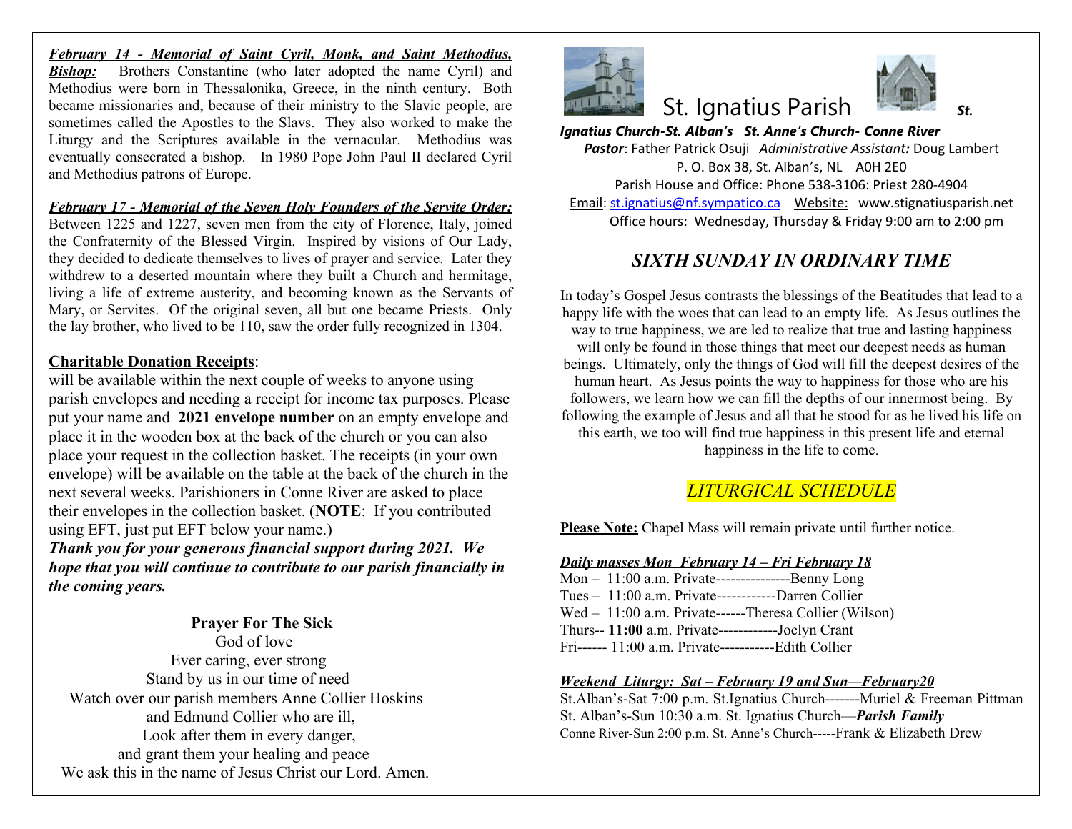***February 14 - Memorial of Saint Cyril, Monk, and Saint Methodius, Bishop:*** Brothers Constantine (who later adopted the name Cyril) and Methodius were born in Thessalonika, Greece, in the ninth century. Both became missionaries and, because of their ministry to the Slavic people, are sometimes called the Apostles to the Slavs. They also worked to make the Liturgy and the Scriptures available in the vernacular. Methodius was eventually consecrated a bishop. In 1980 Pope John Paul II declared Cyril and Methodius patrons of Europe.

***February 17 - Memorial of the Seven Holy Founders of the Servite Order:*** Between 1225 and 1227, seven men from the city of Florence, Italy, joined the Confraternity of the Blessed Virgin. Inspired by visions of Our Lady, they decided to dedicate themselves to lives of prayer and service. Later they withdrew to a deserted mountain where they built a Church and hermitage, living a life of extreme austerity, and becoming known as the Servants of Mary, or Servites. Of the original seven, all but one became Priests. Only the lay brother, who lived to be 110, saw the order fully recognized in 1304.

**Charitable Donation Receipts**:
will be available within the next couple of weeks to anyone using parish envelopes and needing a receipt for income tax purposes. Please put your name and **2021 envelope number** on an empty envelope and place it in the wooden box at the back of the church or you can also place your request in the collection basket. The receipts (in your own envelope) will be available on the table at the back of the church in the next several weeks. Parishioners in Conne River are asked to place their envelopes in the collection basket. (**NOTE**: If you contributed using EFT, just put EFT below your name.)
***Thank you for your generous financial support during 2021. We hope that you will continue to contribute to our parish financially in the coming years.***

**Prayer For The Sick**

God of love
Ever caring, ever strong
Stand by us in our time of need
Watch over our parish members Anne Collier Hoskins
and Edmund Collier who are ill,
Look after them in every danger,
and grant them your healing and peace
We ask this in the name of Jesus Christ our Lord. Amen.

# St. Ignatius Parish

***St. Ignatius Church-St. Alban's St. Anne's Church- Conne River***
***Pastor***: Father Patrick Osuji *Administrative Assistant:* Doug Lambert
P. O. Box 38, St. Alban's, NL A0H 2E0
Parish House and Office: Phone 538-3106: Priest 280-4904
Email: st.ignatius@nf.sympatico.ca Website: www.stignatiusparish.net
Office hours: Wednesday, Thursday & Friday 9:00 am to 2:00 pm

## *SIXTH SUNDAY IN ORDINARY TIME*

In today's Gospel Jesus contrasts the blessings of the Beatitudes that lead to a happy life with the woes that can lead to an empty life. As Jesus outlines the way to true happiness, we are led to realize that true and lasting happiness will only be found in those things that meet our deepest needs as human beings. Ultimately, only the things of God will fill the deepest desires of the human heart. As Jesus points the way to happiness for those who are his followers, we learn how we can fill the depths of our innermost being. By following the example of Jesus and all that he stood for as he lived his life on this earth, we too will find true happiness in this present life and eternal happiness in the life to come.

## *LITURGICAL SCHEDULE*

**Please Note:** Chapel Mass will remain private until further notice.

***Daily masses Mon February 14 – Fri February 18***
Mon – 11:00 a.m. Private---------------Benny Long
Tues – 11:00 a.m. Private------------Darren Collier
Wed – 11:00 a.m. Private------Theresa Collier (Wilson)
Thurs-- **11:00** a.m. Private------------Joclyn Crant
Fri------ 11:00 a.m. Private-----------Edith Collier

***Weekend Liturgy: Sat – February 19 and Sun—February20***
St.Alban's-Sat 7:00 p.m. St.Ignatius Church-------Muriel & Freeman Pittman
St. Alban's-Sun 10:30 a.m. St. Ignatius Church—***Parish Family***
Conne River-Sun 2:00 p.m. St. Anne's Church-----Frank & Elizabeth Drew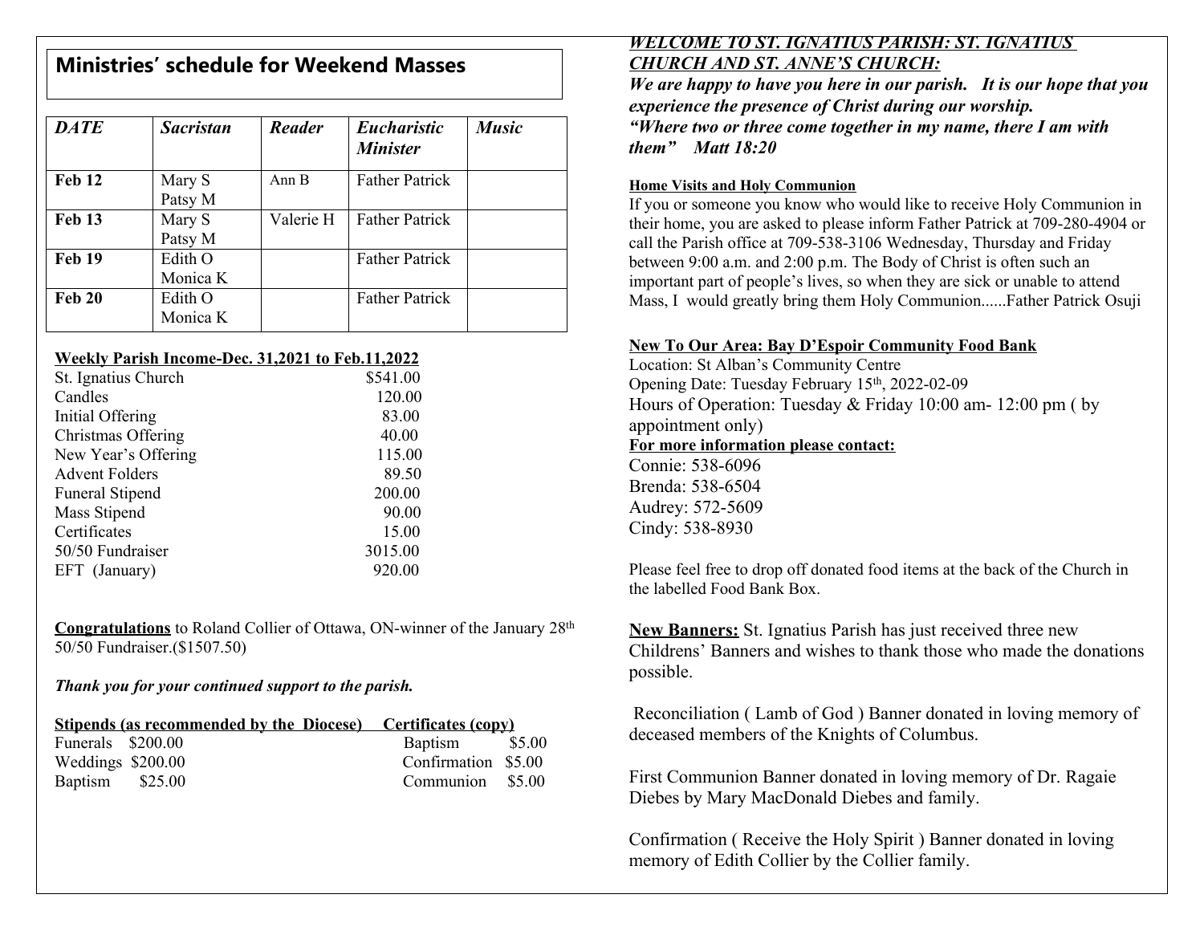## Ministries' schedule for Weekend Masses

| *DATE* | *Sacristan* | *Reader* | *Eucharistic Minister* | *Music* |
|---|---|---|---|---|
| **Feb 12** | Mary S Patsy M | Ann B | Father Patrick | |
| **Feb 13** | Mary S Patsy M | Valerie H | Father Patrick | |
| **Feb 19** | Edith O Monica K | | Father Patrick | |
| **Feb 20** | Edith O Monica K | | Father Patrick | |

**Weekly Parish Income-Dec. 31,2021 to Feb.11,2022**

| | |
|---|---|
| St. Ignatius Church | $541.00 |
| Candles | 120.00 |
| Initial Offering | 83.00 |
| Christmas Offering | 40.00 |
| New Year's Offering | 115.00 |
| Advent Folders | 89.50 |
| Funeral Stipend | 200.00 |
| Mass Stipend | 90.00 |
| Certificates | 15.00 |
| 50/50 Fundraiser | 3015.00 |
| EFT (January) | 920.00 |

**Congratulations** to Roland Collier of Ottawa, ON-winner of the January 28th 50/50 Fundraiser.($1507.50)

***Thank you for your continued support to the parish.***

| **Stipends (as recommended by the Diocese)** | | **Certificates (copy)** | |
|---|---|---|---|
| Funerals | $200.00 | Baptism | $5.00 |
| Weddings | $200.00 | Confirmation | $5.00 |
| Baptism | $25.00 | Communion | $5.00 |

***WELCOME TO ST. IGNATIUS PARISH: ST. IGNATIUS CHURCH AND ST. ANNE'S CHURCH:***

***We are happy to have you here in our parish. It is our hope that you experience the presence of Christ during our worship.***
***"Where two or three come together in my name, there I am with them" Matt 18:20***

**Home Visits and Holy Communion**

If you or someone you know who would like to receive Holy Communion in their home, you are asked to please inform Father Patrick at 709-280-4904 or call the Parish office at 709-538-3106 Wednesday, Thursday and Friday between 9:00 a.m. and 2:00 p.m. The Body of Christ is often such an important part of people's lives, so when they are sick or unable to attend Mass, I would greatly bring them Holy Communion......Father Patrick Osuji

**New To Our Area: Bay D'Espoir Community Food Bank**

Location: St Alban's Community Centre
Opening Date: Tuesday February 15th, 2022-02-09
Hours of Operation: Tuesday & Friday 10:00 am- 12:00 pm ( by appointment only)

**For more information please contact:**

Connie: 538-6096
Brenda: 538-6504
Audrey: 572-5609
Cindy: 538-8930

Please feel free to drop off donated food items at the back of the Church in the labelled Food Bank Box.

**New Banners:** St. Ignatius Parish has just received three new Childrens' Banners and wishes to thank those who made the donations possible.

Reconciliation ( Lamb of God ) Banner donated in loving memory of deceased members of the Knights of Columbus.

First Communion Banner donated in loving memory of Dr. Ragaie Diebes by Mary MacDonald Diebes and family.

Confirmation ( Receive the Holy Spirit ) Banner donated in loving memory of Edith Collier by the Collier family.